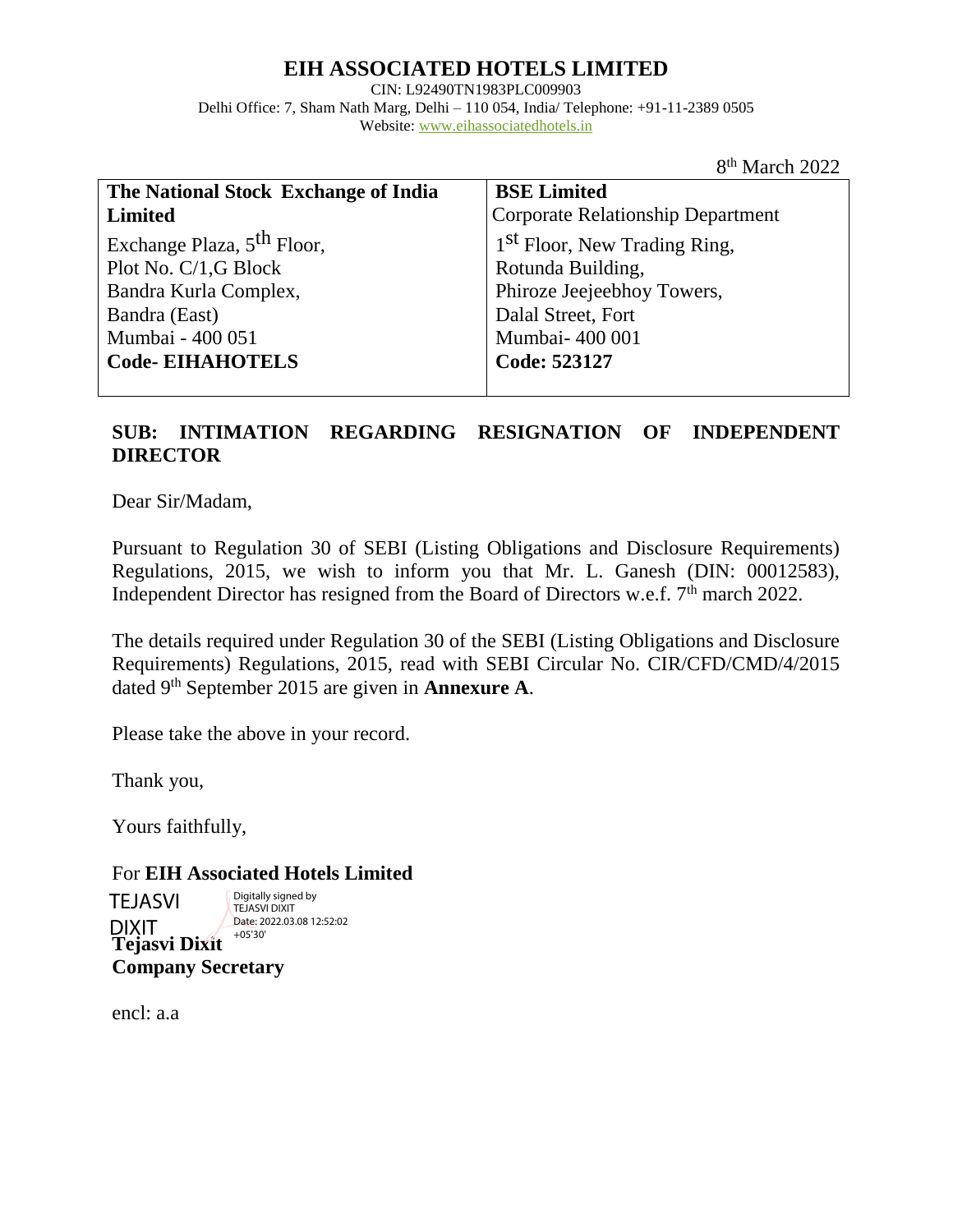# EIH ASSOCIATED HOTELS LIMITED

CIN: L92490TN1983PLC009903
Delhi Office: 7, Sham Nath Marg, Delhi – 110 054, India/ Telephone: +91-11-2389 0505
Website: www.eihassociatedhotels.in

8th March 2022

| **The National Stock Exchange of India Limited** | **BSE Limited** Corporate Relationship Department |
|---|---|
| Exchange Plaza, 5th Floor, Plot No. C/1,G Block Bandra Kurla Complex, Bandra (East) Mumbai - 400 051 | 1st Floor, New Trading Ring, Rotunda Building, Phiroze Jeejeebhoy Towers, Dalal Street, Fort Mumbai- 400 001 |
| **Code- EIHAHOTELS** | **Code: 523127** |

**SUB: INTIMATION REGARDING RESIGNATION OF INDEPENDENT DIRECTOR**

Dear Sir/Madam,

Pursuant to Regulation 30 of SEBI (Listing Obligations and Disclosure Requirements) Regulations, 2015, we wish to inform you that Mr. L. Ganesh (DIN: 00012583), Independent Director has resigned from the Board of Directors w.e.f. 7th march 2022.

The details required under Regulation 30 of the SEBI (Listing Obligations and Disclosure Requirements) Regulations, 2015, read with SEBI Circular No. CIR/CFD/CMD/4/2015 dated 9th September 2015 are given in **Annexure A**.

Please take the above in your record.

Thank you,

Yours faithfully,

For **EIH Associated Hotels Limited**

TEJASVI DIXIT
Digitally signed by TEJASVI DIXIT
Date: 2022.03.08 12:52:02 +05'30'

**Tejasvi Dixit**
**Company Secretary**

encl: a.a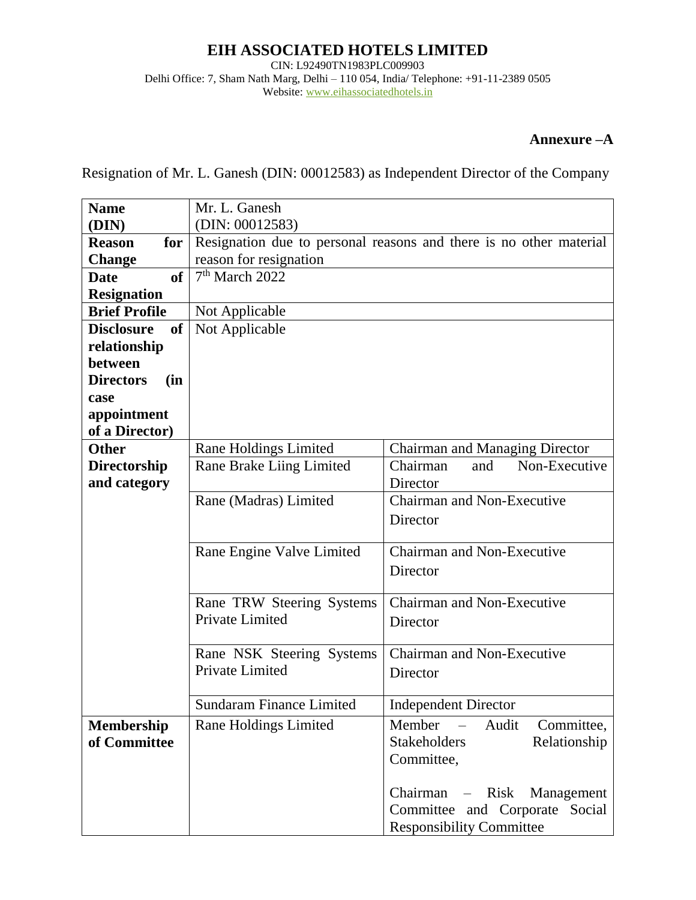# EIH ASSOCIATED HOTELS LIMITED

CIN: L92490TN1983PLC009903
Delhi Office: 7, Sham Nath Marg, Delhi – 110 054, India/ Telephone: +91-11-2389 0505
Website: www.eihassociatedhotels.in

**Annexure –A**

Resignation of Mr. L. Ganesh (DIN: 00012583) as Independent Director of the Company

| | | |
|---|---|---|
| **Name (DIN)** | Mr. L. Ganesh (DIN: 00012583) | |
| **Reason for Change** | Resignation due to personal reasons and there is no other material reason for resignation | |
| **Date of Resignation** | 7th March 2022 | |
| **Brief Profile** | Not Applicable | |
| **Disclosure of relationship between Directors (in case appointment of a Director)** | Not Applicable | |
| **Other Directorship and category** | Rane Holdings Limited | Chairman and Managing Director |
| | Rane Brake Liing Limited | Chairman and Non-Executive Director |
| | Rane (Madras) Limited | Chairman and Non-Executive Director |
| | Rane Engine Valve Limited | Chairman and Non-Executive Director |
| | Rane TRW Steering Systems Private Limited | Chairman and Non-Executive Director |
| | Rane NSK Steering Systems Private Limited | Chairman and Non-Executive Director |
| | Sundaram Finance Limited | Independent Director |
| **Membership of Committee** | Rane Holdings Limited | Member – Audit Committee, Stakeholders Relationship Committee,<br><br>Chairman – Risk Management Committee and Corporate Social Responsibility Committee |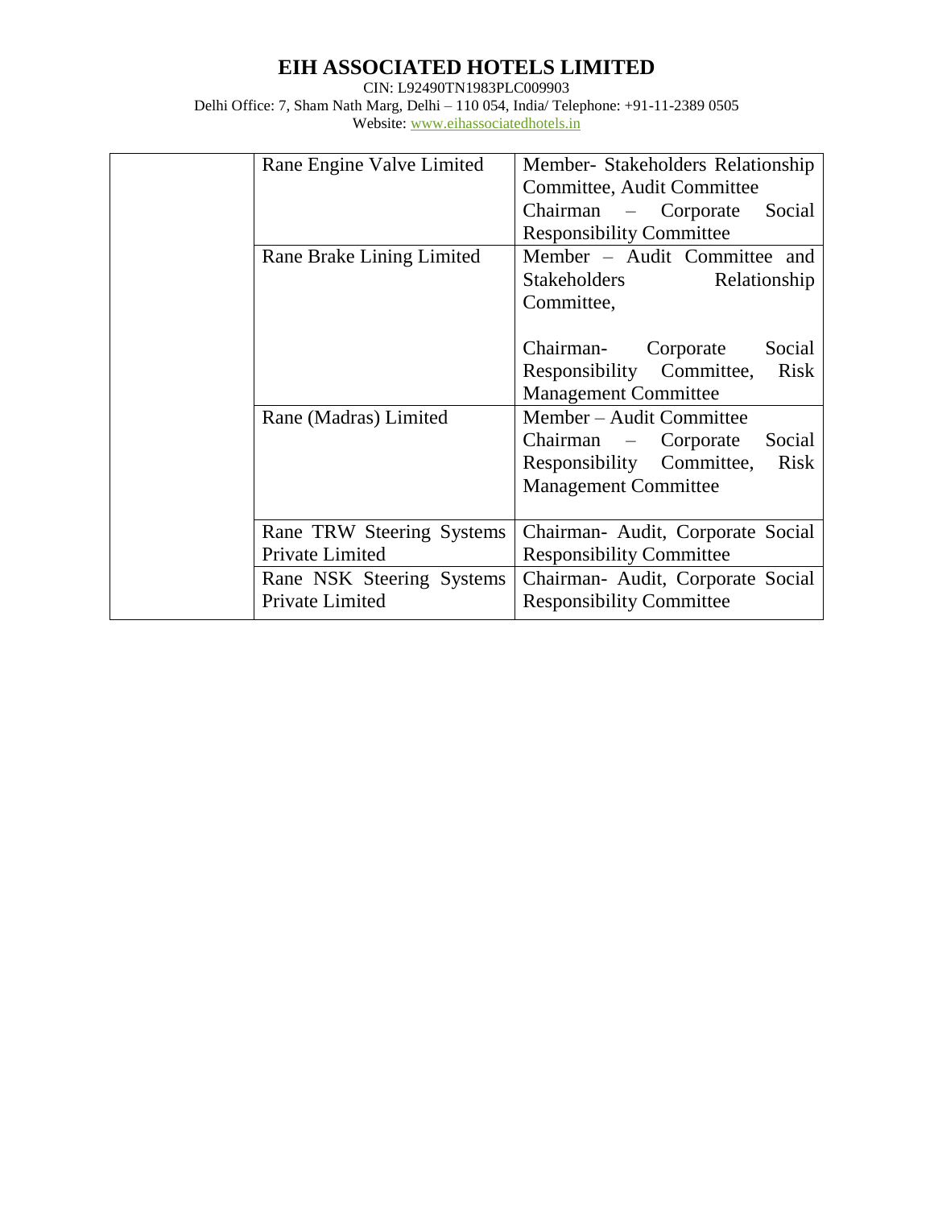# EIH ASSOCIATED HOTELS LIMITED

CIN: L92490TN1983PLC009903

Delhi Office: 7, Sham Nath Marg, Delhi – 110 054, India/ Telephone: +91-11-2389 0505

Website: www.eihassociatedhotels.in

| | | |
|---|---|---|
| | Rane Engine Valve Limited | Member- Stakeholders Relationship Committee, Audit Committee<br>Chairman – Corporate Social Responsibility Committee |
| | Rane Brake Lining Limited | Member – Audit Committee and Stakeholders Relationship Committee,<br><br>Chairman- Corporate Social Responsibility Committee, Risk Management Committee |
| | Rane (Madras) Limited | Member – Audit Committee<br>Chairman – Corporate Social Responsibility Committee, Risk Management Committee |
| | Rane TRW Steering Systems Private Limited | Chairman- Audit, Corporate Social Responsibility Committee |
| | Rane NSK Steering Systems Private Limited | Chairman- Audit, Corporate Social Responsibility Committee |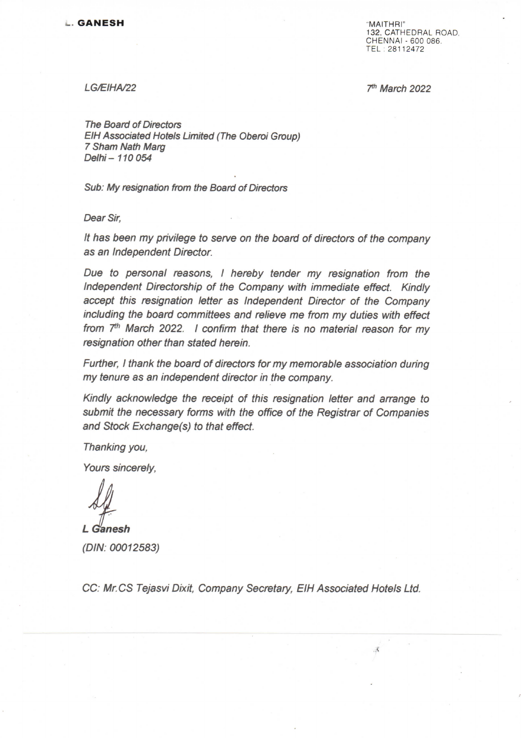**L. GANESH**

"MAITHRI"
132, CATHEDRAL ROAD,
CHENNAI - 600 086.
TEL : 28112472

*LG/EIHA/22*

*7th March 2022*

*The Board of Directors*
*EIH Associated Hotels Limited (The Oberoi Group)*
*7 Sham Nath Marg*
*Delhi – 110 054*

*Sub: My resignation from the Board of Directors*

*Dear Sir,*

*It has been my privilege to serve on the board of directors of the company as an Independent Director.*

*Due to personal reasons, I hereby tender my resignation from the Independent Directorship of the Company with immediate effect. Kindly accept this resignation letter as Independent Director of the Company including the board committees and relieve me from my duties with effect from 7th March 2022. I confirm that there is no material reason for my resignation other than stated herein.*

*Further, I thank the board of directors for my memorable association during my tenure as an independent director in the company.*

*Kindly acknowledge the receipt of this resignation letter and arrange to submit the necessary forms with the office of the Registrar of Companies and Stock Exchange(s) to that effect.*

*Thanking you,*

*Yours sincerely,*

***L Ganesh***
*(DIN: 00012583)*

*CC: Mr.CS Tejasvi Dixit, Company Secretary, EIH Associated Hotels Ltd.*